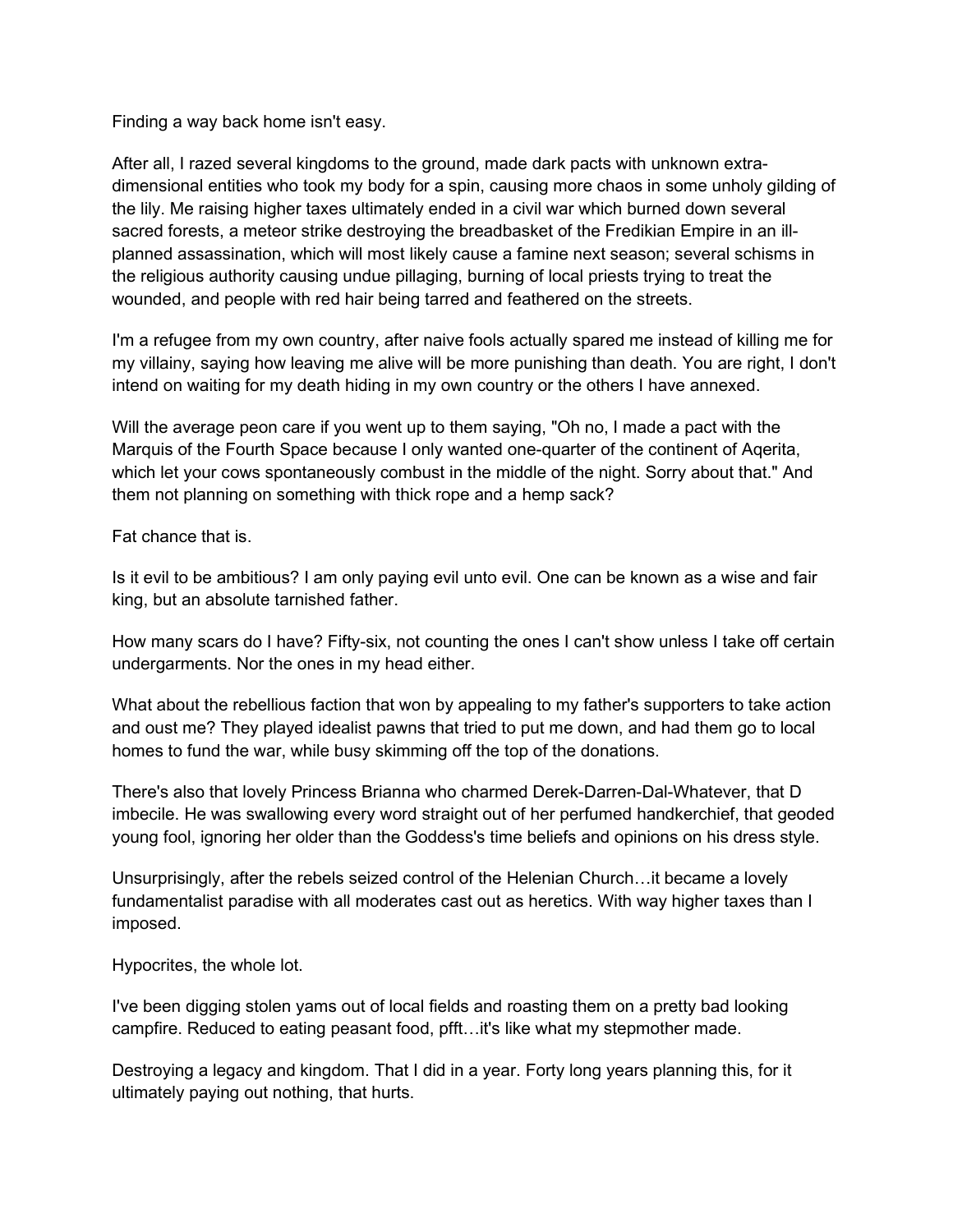Finding a way back home isn't easy.

After all, I razed several kingdoms to the ground, made dark pacts with unknown extra-dimensional entities who took my body for a spin, causing more chaos in some unholy gilding of the lily. Me raising higher taxes ultimately ended in a civil war which burned down several sacred forests, a meteor strike destroying the breadbasket of the Fredikian Empire in an ill-planned assassination, which will most likely cause a famine next season; several schisms in the religious authority causing undue pillaging, burning of local priests trying to treat the wounded, and people with red hair being tarred and feathered on the streets.

I'm a refugee from my own country, after naive fools actually spared me instead of killing me for my villainy, saying how leaving me alive will be more punishing than death. You are right, I don't intend on waiting for my death hiding in my own country or the others I have annexed.

Will the average peon care if you went up to them saying, "Oh no, I made a pact with the Marquis of the Fourth Space because I only wanted one-quarter of the continent of Aqerita, which let your cows spontaneously combust in the middle of the night. Sorry about that." And them not planning on something with thick rope and a hemp sack?

Fat chance that is.

Is it evil to be ambitious? I am only paying evil unto evil. One can be known as a wise and fair king, but an absolute tarnished father.

How many scars do I have? Fifty-six, not counting the ones I can't show unless I take off certain undergarments. Nor the ones in my head either.

What about the rebellious faction that won by appealing to my father's supporters to take action and oust me? They played idealist pawns that tried to put me down, and had them go to local homes to fund the war, while busy skimming off the top of the donations.

There's also that lovely Princess Brianna who charmed Derek-Darren-Dal-Whatever, that D imbecile. He was swallowing every word straight out of her perfumed handkerchief, that geoded young fool, ignoring her older than the Goddess's time beliefs and opinions on his dress style.

Unsurprisingly, after the rebels seized control of the Helenian Church…it became a lovely fundamentalist paradise with all moderates cast out as heretics. With way higher taxes than I imposed.

Hypocrites, the whole lot.

I've been digging stolen yams out of local fields and roasting them on a pretty bad looking campfire. Reduced to eating peasant food, pfft…it's like what my stepmother made.

Destroying a legacy and kingdom. That I did in a year. Forty long years planning this, for it ultimately paying out nothing, that hurts.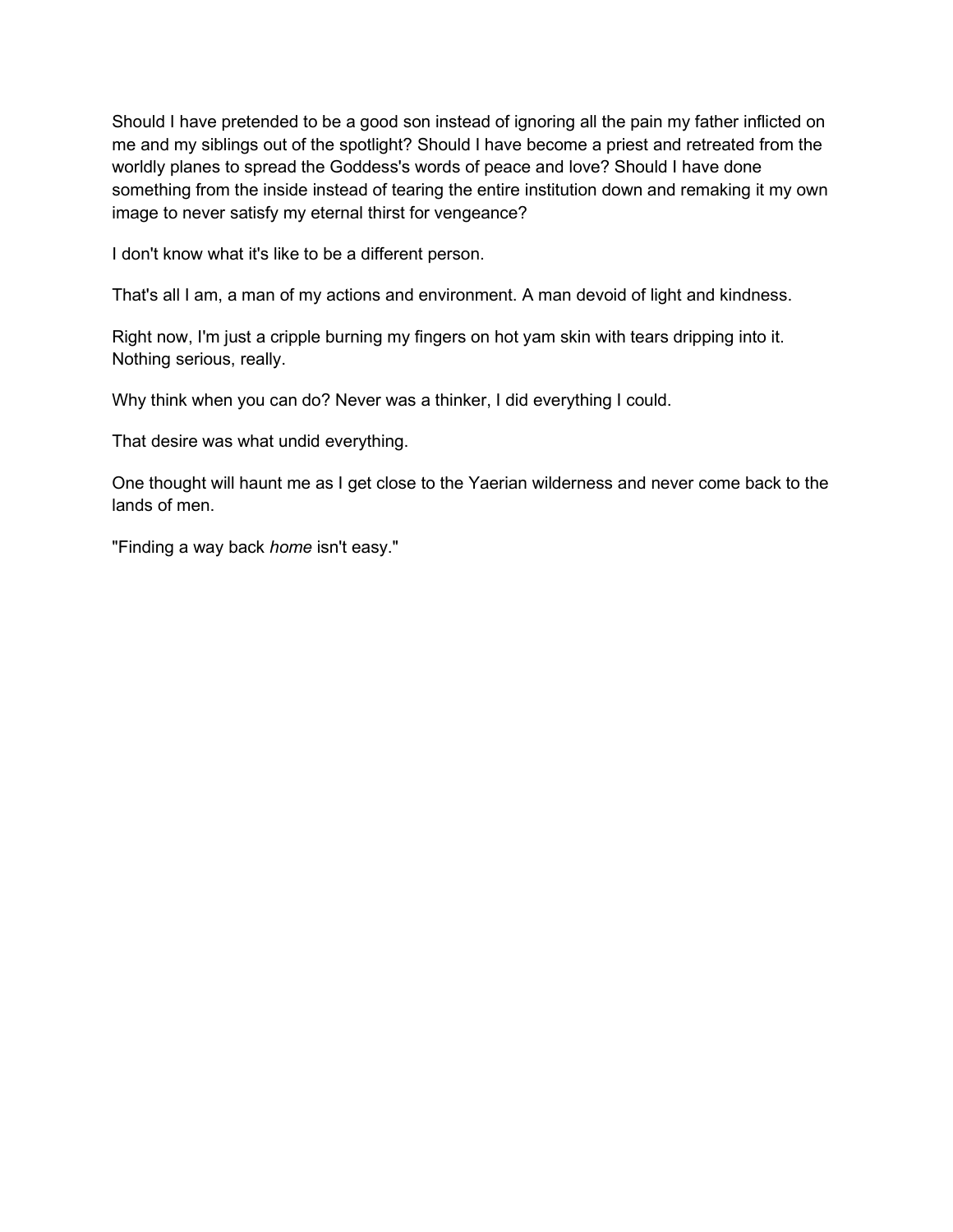Should I have pretended to be a good son instead of ignoring all the pain my father inflicted on me and my siblings out of the spotlight? Should I have become a priest and retreated from the worldly planes to spread the Goddess's words of peace and love? Should I have done something from the inside instead of tearing the entire institution down and remaking it my own image to never satisfy my eternal thirst for vengeance?

I don't know what it's like to be a different person.

That's all I am, a man of my actions and environment. A man devoid of light and kindness.

Right now, I'm just a cripple burning my fingers on hot yam skin with tears dripping into it. Nothing serious, really.

Why think when you can do? Never was a thinker, I did everything I could.

That desire was what undid everything.

One thought will haunt me as I get close to the Yaerian wilderness and never come back to the lands of men.

"Finding a way back *home* isn't easy."